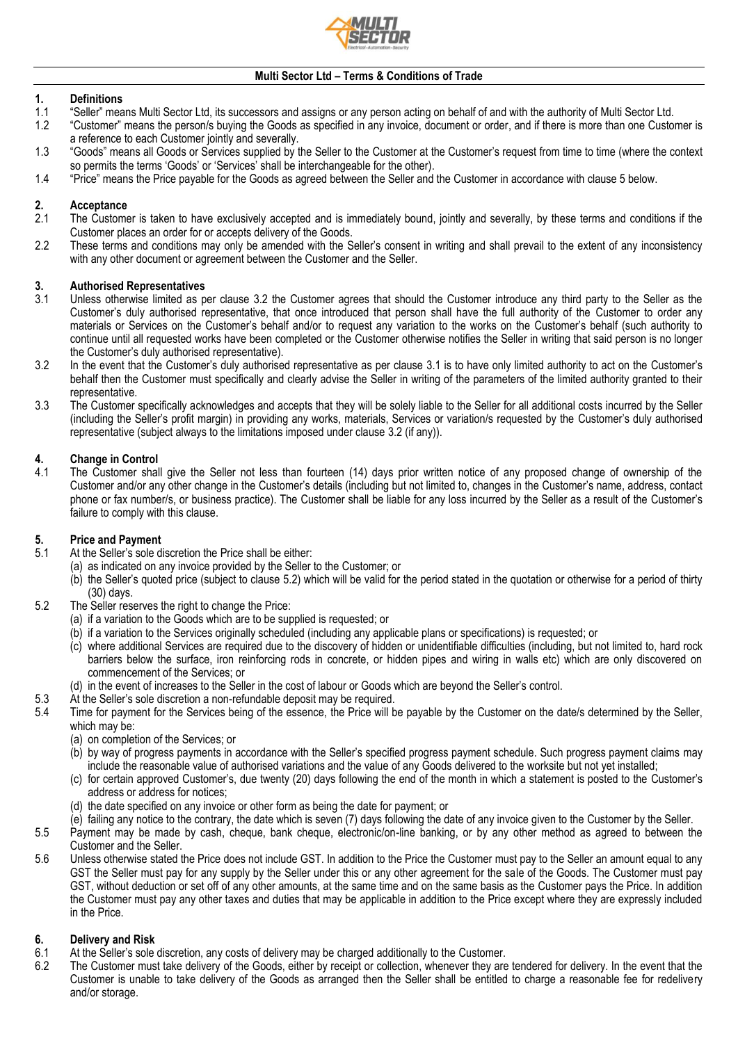## Multi Sector Ltd – Terms & Conditions of Trade

### 1. Definitions

1.1 "Seller" means Multi Sector Ltd, its successors and assigns or any person acting on behalf of and with the authority of Multi Sector Ltd.

1.2 "Customer" means the person/s buying the Goods as specified in any invoice, document or order, and if there is more than one Customer is a reference to each Customer jointly and severally.

1.3 "Goods" means all Goods or Services supplied by the Seller to the Customer at the Customer's request from time to time (where the context so permits the terms 'Goods' or 'Services' shall be interchangeable for the other).

1.4 "Price" means the Price payable for the Goods as agreed between the Seller and the Customer in accordance with clause 5 below.

### 2. Acceptance

2.1 The Customer is taken to have exclusively accepted and is immediately bound, jointly and severally, by these terms and conditions if the Customer places an order for or accepts delivery of the Goods.

2.2 These terms and conditions may only be amended with the Seller's consent in writing and shall prevail to the extent of any inconsistency with any other document or agreement between the Customer and the Seller.

### 3. Authorised Representatives

3.1 Unless otherwise limited as per clause 3.2 the Customer agrees that should the Customer introduce any third party to the Seller as the Customer's duly authorised representative, that once introduced that person shall have the full authority of the Customer to order any materials or Services on the Customer's behalf and/or to request any variation to the works on the Customer's behalf (such authority to continue until all requested works have been completed or the Customer otherwise notifies the Seller in writing that said person is no longer the Customer's duly authorised representative).

3.2 In the event that the Customer's duly authorised representative as per clause 3.1 is to have only limited authority to act on the Customer's behalf then the Customer must specifically and clearly advise the Seller in writing of the parameters of the limited authority granted to their representative.

3.3 The Customer specifically acknowledges and accepts that they will be solely liable to the Seller for all additional costs incurred by the Seller (including the Seller's profit margin) in providing any works, materials, Services or variation/s requested by the Customer's duly authorised representative (subject always to the limitations imposed under clause 3.2 (if any)).

### 4. Change in Control

4.1 The Customer shall give the Seller not less than fourteen (14) days prior written notice of any proposed change of ownership of the Customer and/or any other change in the Customer's details (including but not limited to, changes in the Customer's name, address, contact phone or fax number/s, or business practice). The Customer shall be liable for any loss incurred by the Seller as a result of the Customer's failure to comply with this clause.

### 5. Price and Payment

5.1 At the Seller's sole discretion the Price shall be either:
- (a) as indicated on any invoice provided by the Seller to the Customer; or
- (b) the Seller's quoted price (subject to clause 5.2) which will be valid for the period stated in the quotation or otherwise for a period of thirty (30) days.

5.2 The Seller reserves the right to change the Price:
- (a) if a variation to the Goods which are to be supplied is requested; or
- (b) if a variation to the Services originally scheduled (including any applicable plans or specifications) is requested; or
- (c) where additional Services are required due to the discovery of hidden or unidentifiable difficulties (including, but not limited to, hard rock barriers below the surface, iron reinforcing rods in concrete, or hidden pipes and wiring in walls etc) which are only discovered on commencement of the Services; or
- (d) in the event of increases to the Seller in the cost of labour or Goods which are beyond the Seller's control.

5.3 At the Seller's sole discretion a non-refundable deposit may be required.

5.4 Time for payment for the Services being of the essence, the Price will be payable by the Customer on the date/s determined by the Seller, which may be:
- (a) on completion of the Services; or
- (b) by way of progress payments in accordance with the Seller's specified progress payment schedule. Such progress payment claims may include the reasonable value of authorised variations and the value of any Goods delivered to the worksite but not yet installed;
- (c) for certain approved Customer's, due twenty (20) days following the end of the month in which a statement is posted to the Customer's address or address for notices;
- (d) the date specified on any invoice or other form as being the date for payment; or
- (e) failing any notice to the contrary, the date which is seven (7) days following the date of any invoice given to the Customer by the Seller.

5.5 Payment may be made by cash, cheque, bank cheque, electronic/on-line banking, or by any other method as agreed to between the Customer and the Seller.

5.6 Unless otherwise stated the Price does not include GST. In addition to the Price the Customer must pay to the Seller an amount equal to any GST the Seller must pay for any supply by the Seller under this or any other agreement for the sale of the Goods. The Customer must pay GST, without deduction or set off of any other amounts, at the same time and on the same basis as the Customer pays the Price. In addition the Customer must pay any other taxes and duties that may be applicable in addition to the Price except where they are expressly included in the Price.

### 6. Delivery and Risk

6.1 At the Seller's sole discretion, any costs of delivery may be charged additionally to the Customer.

6.2 The Customer must take delivery of the Goods, either by receipt or collection, whenever they are tendered for delivery. In the event that the Customer is unable to take delivery of the Goods as arranged then the Seller shall be entitled to charge a reasonable fee for redelivery and/or storage.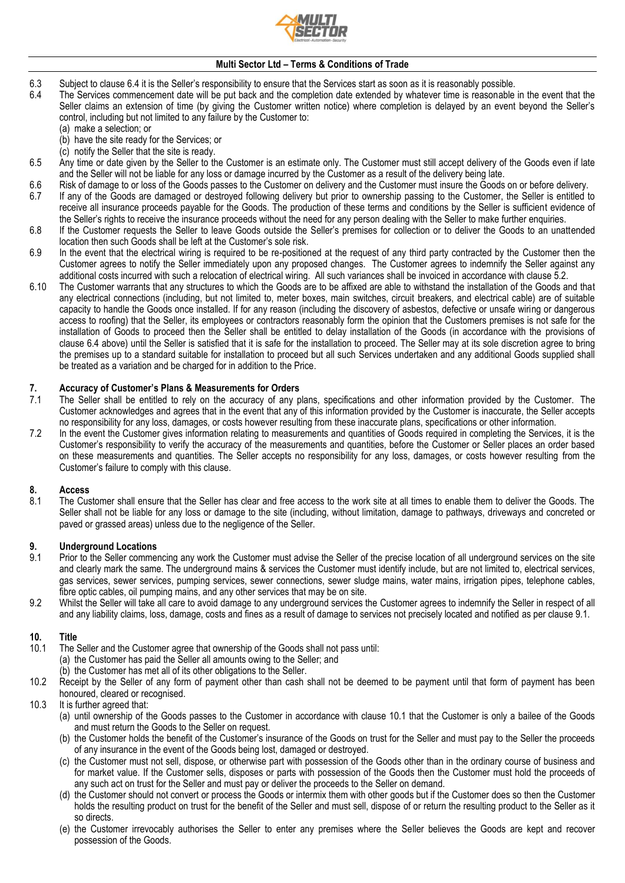6.3 Subject to clause 6.4 it is the Seller's responsibility to ensure that the Services start as soon as it is reasonably possible.

6.4 The Services commencement date will be put back and the completion date extended by whatever time is reasonable in the event that the Seller claims an extension of time (by giving the Customer written notice) where completion is delayed by an event beyond the Seller's control, including but not limited to any failure by the Customer to:
(a) make a selection; or
(b) have the site ready for the Services; or
(c) notify the Seller that the site is ready.

6.5 Any time or date given by the Seller to the Customer is an estimate only. The Customer must still accept delivery of the Goods even if late and the Seller will not be liable for any loss or damage incurred by the Customer as a result of the delivery being late.

6.6 Risk of damage to or loss of the Goods passes to the Customer on delivery and the Customer must insure the Goods on or before delivery.

6.7 If any of the Goods are damaged or destroyed following delivery but prior to ownership passing to the Customer, the Seller is entitled to receive all insurance proceeds payable for the Goods. The production of these terms and conditions by the Seller is sufficient evidence of the Seller's rights to receive the insurance proceeds without the need for any person dealing with the Seller to make further enquiries.

6.8 If the Customer requests the Seller to leave Goods outside the Seller's premises for collection or to deliver the Goods to an unattended location then such Goods shall be left at the Customer's sole risk.

6.9 In the event that the electrical wiring is required to be re-positioned at the request of any third party contracted by the Customer then the Customer agrees to notify the Seller immediately upon any proposed changes. The Customer agrees to indemnify the Seller against any additional costs incurred with such a relocation of electrical wiring. All such variances shall be invoiced in accordance with clause 5.2.

6.10 The Customer warrants that any structures to which the Goods are to be affixed are able to withstand the installation of the Goods and that any electrical connections (including, but not limited to, meter boxes, main switches, circuit breakers, and electrical cable) are of suitable capacity to handle the Goods once installed. If for any reason (including the discovery of asbestos, defective or unsafe wiring or dangerous access to roofing) that the Seller, its employees or contractors reasonably form the opinion that the Customers premises is not safe for the installation of Goods to proceed then the Seller shall be entitled to delay installation of the Goods (in accordance with the provisions of clause 6.4 above) until the Seller is satisfied that it is safe for the installation to proceed. The Seller may at its sole discretion agree to bring the premises up to a standard suitable for installation to proceed but all such Services undertaken and any additional Goods supplied shall be treated as a variation and be charged for in addition to the Price.

## 7. Accuracy of Customer's Plans & Measurements for Orders

7.1 The Seller shall be entitled to rely on the accuracy of any plans, specifications and other information provided by the Customer. The Customer acknowledges and agrees that in the event that any of this information provided by the Customer is inaccurate, the Seller accepts no responsibility for any loss, damages, or costs however resulting from these inaccurate plans, specifications or other information.

7.2 In the event the Customer gives information relating to measurements and quantities of Goods required in completing the Services, it is the Customer's responsibility to verify the accuracy of the measurements and quantities, before the Customer or Seller places an order based on these measurements and quantities. The Seller accepts no responsibility for any loss, damages, or costs however resulting from the Customer's failure to comply with this clause.

## 8. Access

8.1 The Customer shall ensure that the Seller has clear and free access to the work site at all times to enable them to deliver the Goods. The Seller shall not be liable for any loss or damage to the site (including, without limitation, damage to pathways, driveways and concreted or paved or grassed areas) unless due to the negligence of the Seller.

## 9. Underground Locations

9.1 Prior to the Seller commencing any work the Customer must advise the Seller of the precise location of all underground services on the site and clearly mark the same. The underground mains & services the Customer must identify include, but are not limited to, electrical services, gas services, sewer services, pumping services, sewer connections, sewer sludge mains, water mains, irrigation pipes, telephone cables, fibre optic cables, oil pumping mains, and any other services that may be on site.

9.2 Whilst the Seller will take all care to avoid damage to any underground services the Customer agrees to indemnify the Seller in respect of all and any liability claims, loss, damage, costs and fines as a result of damage to services not precisely located and notified as per clause 9.1.

## 10. Title

10.1 The Seller and the Customer agree that ownership of the Goods shall not pass until:
(a) the Customer has paid the Seller all amounts owing to the Seller; and
(b) the Customer has met all of its other obligations to the Seller.

10.2 Receipt by the Seller of any form of payment other than cash shall not be deemed to be payment until that form of payment has been honoured, cleared or recognised.

10.3 It is further agreed that:
(a) until ownership of the Goods passes to the Customer in accordance with clause 10.1 that the Customer is only a bailee of the Goods and must return the Goods to the Seller on request.
(b) the Customer holds the benefit of the Customer's insurance of the Goods on trust for the Seller and must pay to the Seller the proceeds of any insurance in the event of the Goods being lost, damaged or destroyed.
(c) the Customer must not sell, dispose, or otherwise part with possession of the Goods other than in the ordinary course of business and for market value. If the Customer sells, disposes or parts with possession of the Goods then the Customer must hold the proceeds of any such act on trust for the Seller and must pay or deliver the proceeds to the Seller on demand.
(d) the Customer should not convert or process the Goods or intermix them with other goods but if the Customer does so then the Customer holds the resulting product on trust for the benefit of the Seller and must sell, dispose of or return the resulting product to the Seller as it so directs.
(e) the Customer irrevocably authorises the Seller to enter any premises where the Seller believes the Goods are kept and recover possession of the Goods.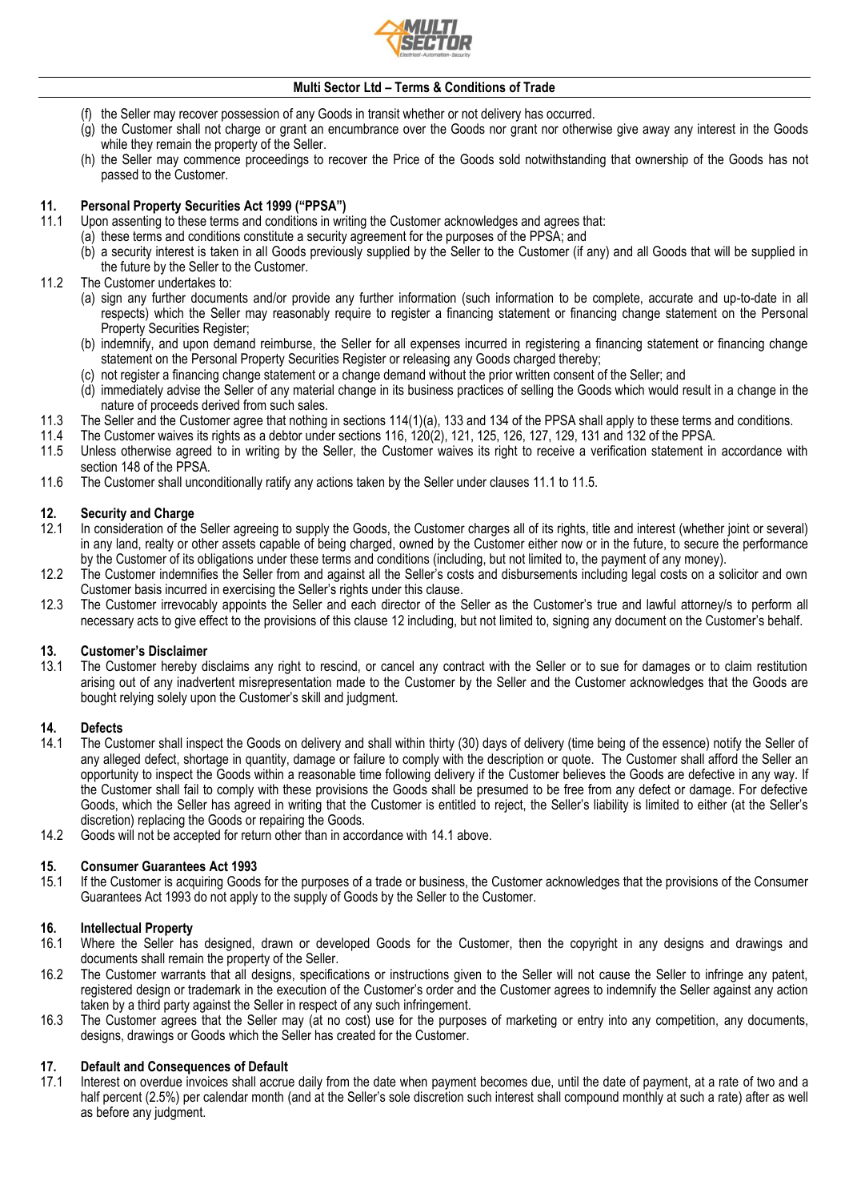(f) the Seller may recover possession of any Goods in transit whether or not delivery has occurred.

(g) the Customer shall not charge or grant an encumbrance over the Goods nor grant nor otherwise give away any interest in the Goods while they remain the property of the Seller.

(h) the Seller may commence proceedings to recover the Price of the Goods sold notwithstanding that ownership of the Goods has not passed to the Customer.

## 11. Personal Property Securities Act 1999 ("PPSA")

11.1 Upon assenting to these terms and conditions in writing the Customer acknowledges and agrees that:

(a) these terms and conditions constitute a security agreement for the purposes of the PPSA; and

(b) a security interest is taken in all Goods previously supplied by the Seller to the Customer (if any) and all Goods that will be supplied in the future by the Seller to the Customer.

11.2 The Customer undertakes to:

(a) sign any further documents and/or provide any further information (such information to be complete, accurate and up-to-date in all respects) which the Seller may reasonably require to register a financing statement or financing change statement on the Personal Property Securities Register;

(b) indemnify, and upon demand reimburse, the Seller for all expenses incurred in registering a financing statement or financing change statement on the Personal Property Securities Register or releasing any Goods charged thereby;

(c) not register a financing change statement or a change demand without the prior written consent of the Seller; and

(d) immediately advise the Seller of any material change in its business practices of selling the Goods which would result in a change in the nature of proceeds derived from such sales.

11.3 The Seller and the Customer agree that nothing in sections 114(1)(a), 133 and 134 of the PPSA shall apply to these terms and conditions.

11.4 The Customer waives its rights as a debtor under sections 116, 120(2), 121, 125, 126, 127, 129, 131 and 132 of the PPSA.

11.5 Unless otherwise agreed to in writing by the Seller, the Customer waives its right to receive a verification statement in accordance with section 148 of the PPSA.

11.6 The Customer shall unconditionally ratify any actions taken by the Seller under clauses 11.1 to 11.5.

## 12. Security and Charge

12.1 In consideration of the Seller agreeing to supply the Goods, the Customer charges all of its rights, title and interest (whether joint or several) in any land, realty or other assets capable of being charged, owned by the Customer either now or in the future, to secure the performance by the Customer of its obligations under these terms and conditions (including, but not limited to, the payment of any money).

12.2 The Customer indemnifies the Seller from and against all the Seller's costs and disbursements including legal costs on a solicitor and own Customer basis incurred in exercising the Seller's rights under this clause.

12.3 The Customer irrevocably appoints the Seller and each director of the Seller as the Customer's true and lawful attorney/s to perform all necessary acts to give effect to the provisions of this clause 12 including, but not limited to, signing any document on the Customer's behalf.

## 13. Customer's Disclaimer

13.1 The Customer hereby disclaims any right to rescind, or cancel any contract with the Seller or to sue for damages or to claim restitution arising out of any inadvertent misrepresentation made to the Customer by the Seller and the Customer acknowledges that the Goods are bought relying solely upon the Customer's skill and judgment.

## 14. Defects

14.1 The Customer shall inspect the Goods on delivery and shall within thirty (30) days of delivery (time being of the essence) notify the Seller of any alleged defect, shortage in quantity, damage or failure to comply with the description or quote. The Customer shall afford the Seller an opportunity to inspect the Goods within a reasonable time following delivery if the Customer believes the Goods are defective in any way. If the Customer shall fail to comply with these provisions the Goods shall be presumed to be free from any defect or damage. For defective Goods, which the Seller has agreed in writing that the Customer is entitled to reject, the Seller's liability is limited to either (at the Seller's discretion) replacing the Goods or repairing the Goods.

14.2 Goods will not be accepted for return other than in accordance with 14.1 above.

## 15. Consumer Guarantees Act 1993

15.1 If the Customer is acquiring Goods for the purposes of a trade or business, the Customer acknowledges that the provisions of the Consumer Guarantees Act 1993 do not apply to the supply of Goods by the Seller to the Customer.

## 16. Intellectual Property

16.1 Where the Seller has designed, drawn or developed Goods for the Customer, then the copyright in any designs and drawings and documents shall remain the property of the Seller.

16.2 The Customer warrants that all designs, specifications or instructions given to the Seller will not cause the Seller to infringe any patent, registered design or trademark in the execution of the Customer's order and the Customer agrees to indemnify the Seller against any action taken by a third party against the Seller in respect of any such infringement.

16.3 The Customer agrees that the Seller may (at no cost) use for the purposes of marketing or entry into any competition, any documents, designs, drawings or Goods which the Seller has created for the Customer.

## 17. Default and Consequences of Default

17.1 Interest on overdue invoices shall accrue daily from the date when payment becomes due, until the date of payment, at a rate of two and a half percent (2.5%) per calendar month (and at the Seller's sole discretion such interest shall compound monthly at such a rate) after as well as before any judgment.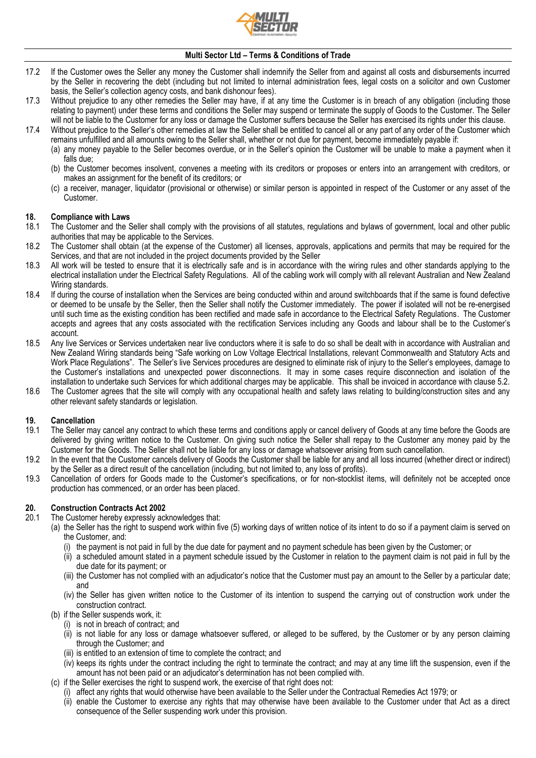17.2 If the Customer owes the Seller any money the Customer shall indemnify the Seller from and against all costs and disbursements incurred by the Seller in recovering the debt (including but not limited to internal administration fees, legal costs on a solicitor and own Customer basis, the Seller's collection agency costs, and bank dishonour fees).

17.3 Without prejudice to any other remedies the Seller may have, if at any time the Customer is in breach of any obligation (including those relating to payment) under these terms and conditions the Seller may suspend or terminate the supply of Goods to the Customer. The Seller will not be liable to the Customer for any loss or damage the Customer suffers because the Seller has exercised its rights under this clause.

17.4 Without prejudice to the Seller's other remedies at law the Seller shall be entitled to cancel all or any part of any order of the Customer which remains unfulfilled and all amounts owing to the Seller shall, whether or not due for payment, become immediately payable if:

(a) any money payable to the Seller becomes overdue, or in the Seller's opinion the Customer will be unable to make a payment when it falls due;

(b) the Customer becomes insolvent, convenes a meeting with its creditors or proposes or enters into an arrangement with creditors, or makes an assignment for the benefit of its creditors; or

(c) a receiver, manager, liquidator (provisional or otherwise) or similar person is appointed in respect of the Customer or any asset of the Customer.

## 18. Compliance with Laws

18.1 The Customer and the Seller shall comply with the provisions of all statutes, regulations and bylaws of government, local and other public authorities that may be applicable to the Services.

18.2 The Customer shall obtain (at the expense of the Customer) all licenses, approvals, applications and permits that may be required for the Services, and that are not included in the project documents provided by the Seller

18.3 All work will be tested to ensure that it is electrically safe and is in accordance with the wiring rules and other standards applying to the electrical installation under the Electrical Safety Regulations. All of the cabling work will comply with all relevant Australian and New Zealand Wiring standards.

18.4 If during the course of installation when the Services are being conducted within and around switchboards that if the same is found defective or deemed to be unsafe by the Seller, then the Seller shall notify the Customer immediately. The power if isolated will not be re-energised until such time as the existing condition has been rectified and made safe in accordance to the Electrical Safety Regulations. The Customer accepts and agrees that any costs associated with the rectification Services including any Goods and labour shall be to the Customer's account.

18.5 Any live Services or Services undertaken near live conductors where it is safe to do so shall be dealt with in accordance with Australian and New Zealand Wiring standards being "Safe working on Low Voltage Electrical Installations, relevant Commonwealth and Statutory Acts and Work Place Regulations". The Seller's live Services procedures are designed to eliminate risk of injury to the Seller's employees, damage to the Customer's installations and unexpected power disconnections. It may in some cases require disconnection and isolation of the installation to undertake such Services for which additional charges may be applicable. This shall be invoiced in accordance with clause 5.2.

18.6 The Customer agrees that the site will comply with any occupational health and safety laws relating to building/construction sites and any other relevant safety standards or legislation.

## 19. Cancellation

19.1 The Seller may cancel any contract to which these terms and conditions apply or cancel delivery of Goods at any time before the Goods are delivered by giving written notice to the Customer. On giving such notice the Seller shall repay to the Customer any money paid by the Customer for the Goods. The Seller shall not be liable for any loss or damage whatsoever arising from such cancellation.

19.2 In the event that the Customer cancels delivery of Goods the Customer shall be liable for any and all loss incurred (whether direct or indirect) by the Seller as a direct result of the cancellation (including, but not limited to, any loss of profits).

19.3 Cancellation of orders for Goods made to the Customer's specifications, or for non-stocklist items, will definitely not be accepted once production has commenced, or an order has been placed.

## 20. Construction Contracts Act 2002

20.1 The Customer hereby expressly acknowledges that:

(a) the Seller has the right to suspend work within five (5) working days of written notice of its intent to do so if a payment claim is served on the Customer, and:

(i) the payment is not paid in full by the due date for payment and no payment schedule has been given by the Customer; or

(ii) a scheduled amount stated in a payment schedule issued by the Customer in relation to the payment claim is not paid in full by the due date for its payment; or

(iii) the Customer has not complied with an adjudicator's notice that the Customer must pay an amount to the Seller by a particular date; and

(iv) the Seller has given written notice to the Customer of its intention to suspend the carrying out of construction work under the construction contract.

(b) if the Seller suspends work, it:

(i) is not in breach of contract; and

(ii) is not liable for any loss or damage whatsoever suffered, or alleged to be suffered, by the Customer or by any person claiming through the Customer; and

(iii) is entitled to an extension of time to complete the contract; and

(iv) keeps its rights under the contract including the right to terminate the contract; and may at any time lift the suspension, even if the amount has not been paid or an adjudicator's determination has not been complied with.

(c) if the Seller exercises the right to suspend work, the exercise of that right does not:

(i) affect any rights that would otherwise have been available to the Seller under the Contractual Remedies Act 1979; or

(ii) enable the Customer to exercise any rights that may otherwise have been available to the Customer under that Act as a direct consequence of the Seller suspending work under this provision.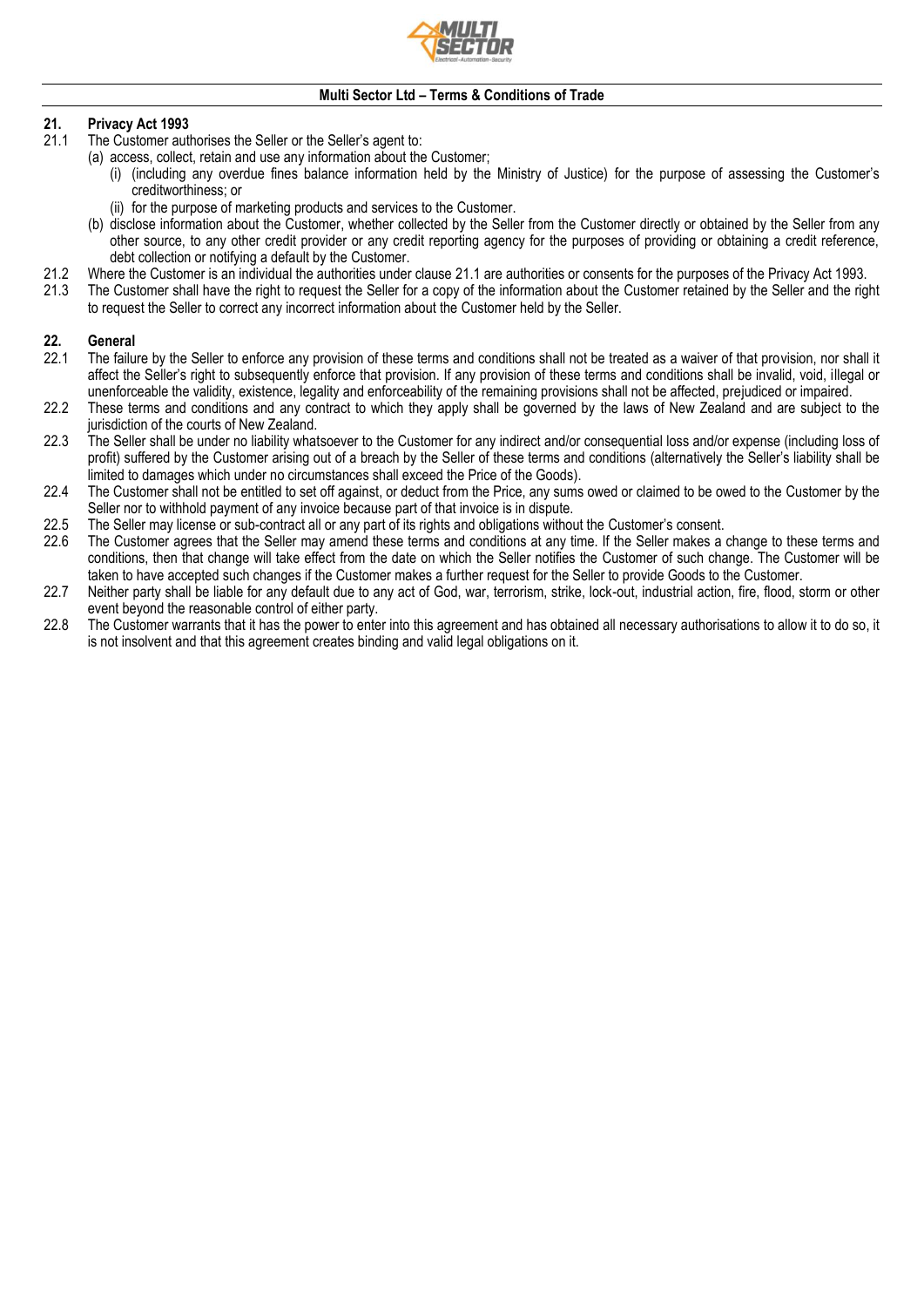## 21. Privacy Act 1993

21.1 The Customer authorises the Seller or the Seller's agent to:

(a) access, collect, retain and use any information about the Customer;

(i) (including any overdue fines balance information held by the Ministry of Justice) for the purpose of assessing the Customer's creditworthiness; or

(ii) for the purpose of marketing products and services to the Customer.

(b) disclose information about the Customer, whether collected by the Seller from the Customer directly or obtained by the Seller from any other source, to any other credit provider or any credit reporting agency for the purposes of providing or obtaining a credit reference, debt collection or notifying a default by the Customer.

21.2 Where the Customer is an individual the authorities under clause 21.1 are authorities or consents for the purposes of the Privacy Act 1993.

21.3 The Customer shall have the right to request the Seller for a copy of the information about the Customer retained by the Seller and the right to request the Seller to correct any incorrect information about the Customer held by the Seller.

## 22. General

22.1 The failure by the Seller to enforce any provision of these terms and conditions shall not be treated as a waiver of that provision, nor shall it affect the Seller's right to subsequently enforce that provision. If any provision of these terms and conditions shall be invalid, void, illegal or unenforceable the validity, existence, legality and enforceability of the remaining provisions shall not be affected, prejudiced or impaired.

22.2 These terms and conditions and any contract to which they apply shall be governed by the laws of New Zealand and are subject to the jurisdiction of the courts of New Zealand.

22.3 The Seller shall be under no liability whatsoever to the Customer for any indirect and/or consequential loss and/or expense (including loss of profit) suffered by the Customer arising out of a breach by the Seller of these terms and conditions (alternatively the Seller's liability shall be limited to damages which under no circumstances shall exceed the Price of the Goods).

22.4 The Customer shall not be entitled to set off against, or deduct from the Price, any sums owed or claimed to be owed to the Customer by the Seller nor to withhold payment of any invoice because part of that invoice is in dispute.

22.5 The Seller may license or sub-contract all or any part of its rights and obligations without the Customer's consent.

22.6 The Customer agrees that the Seller may amend these terms and conditions at any time. If the Seller makes a change to these terms and conditions, then that change will take effect from the date on which the Seller notifies the Customer of such change. The Customer will be taken to have accepted such changes if the Customer makes a further request for the Seller to provide Goods to the Customer.

22.7 Neither party shall be liable for any default due to any act of God, war, terrorism, strike, lock-out, industrial action, fire, flood, storm or other event beyond the reasonable control of either party.

22.8 The Customer warrants that it has the power to enter into this agreement and has obtained all necessary authorisations to allow it to do so, it is not insolvent and that this agreement creates binding and valid legal obligations on it.